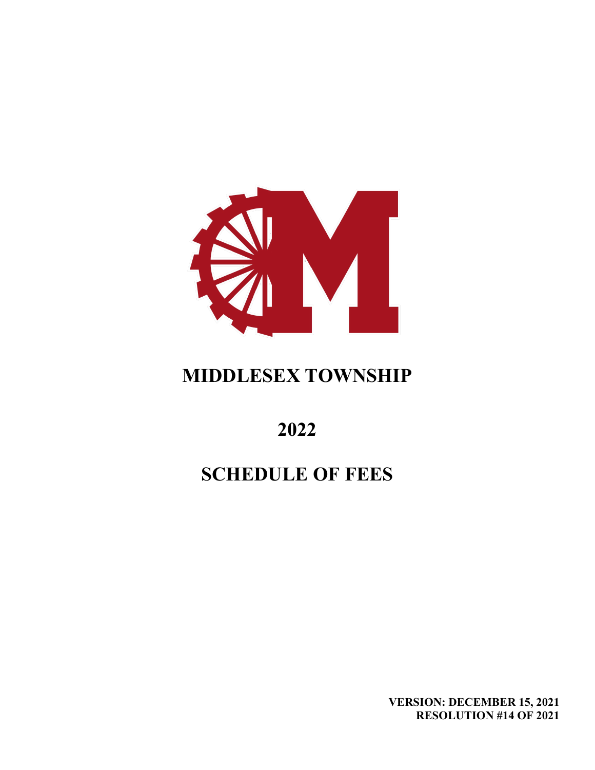# MIDDLESEX TOWNSHIP

# 2022

# SCHEDULE OF FEES

**VERSION: DECEMBER 15, 2021**
**RESOLUTION #14 OF 2021**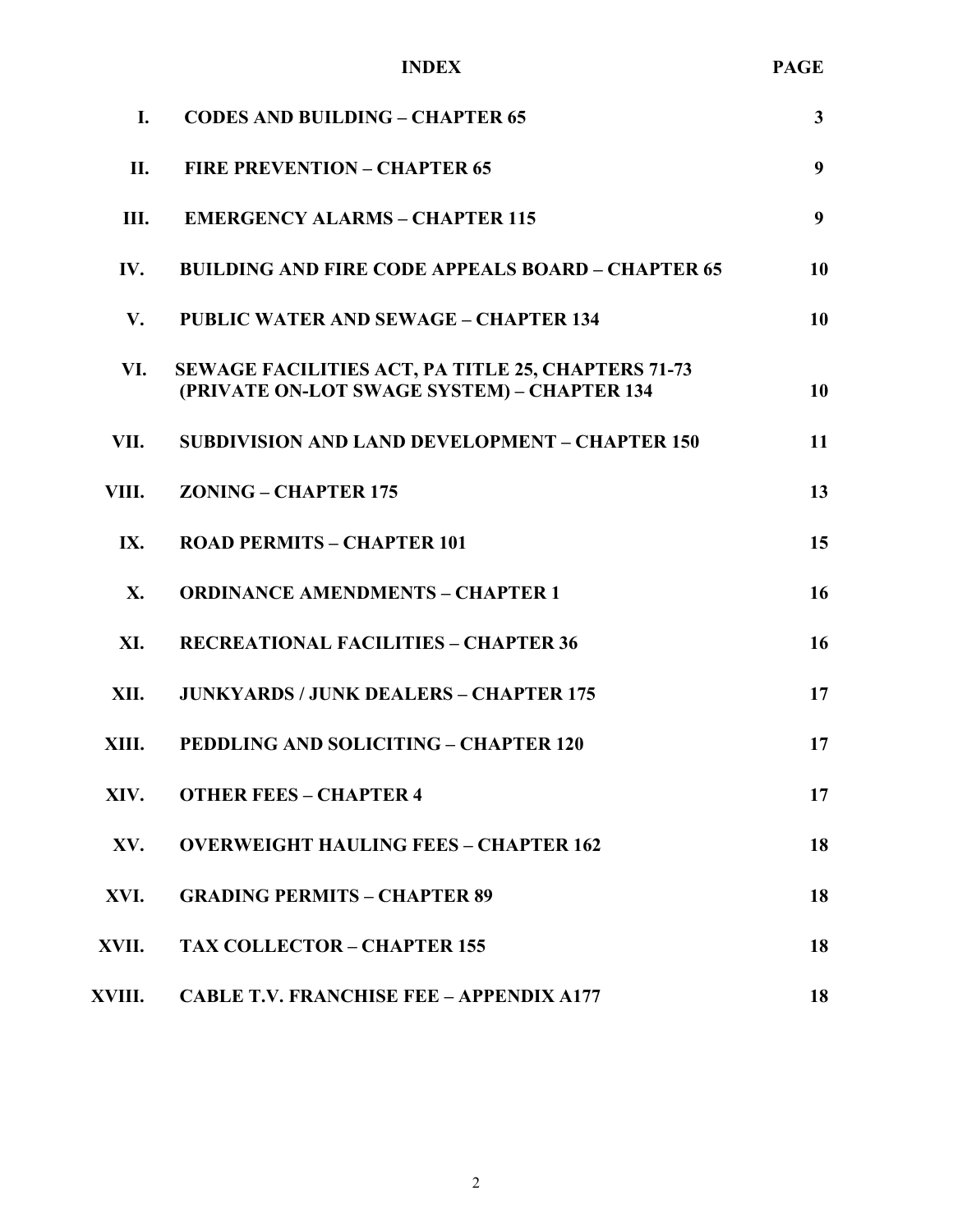| | INDEX | PAGE |
|---|---|---|
| I. | CODES AND BUILDING – CHAPTER 65 | 3 |
| II. | FIRE PREVENTION – CHAPTER 65 | 9 |
| III. | EMERGENCY ALARMS – CHAPTER 115 | 9 |
| IV. | BUILDING AND FIRE CODE APPEALS BOARD – CHAPTER 65 | 10 |
| V. | PUBLIC WATER AND SEWAGE – CHAPTER 134 | 10 |
| VI. | SEWAGE FACILITIES ACT, PA TITLE 25, CHAPTERS 71-73 (PRIVATE ON-LOT SWAGE SYSTEM) – CHAPTER 134 | 10 |
| VII. | SUBDIVISION AND LAND DEVELOPMENT – CHAPTER 150 | 11 |
| VIII. | ZONING – CHAPTER 175 | 13 |
| IX. | ROAD PERMITS – CHAPTER 101 | 15 |
| X. | ORDINANCE AMENDMENTS – CHAPTER 1 | 16 |
| XI. | RECREATIONAL FACILITIES – CHAPTER 36 | 16 |
| XII. | JUNKYARDS / JUNK DEALERS – CHAPTER 175 | 17 |
| XIII. | PEDDLING AND SOLICITING – CHAPTER 120 | 17 |
| XIV. | OTHER FEES – CHAPTER 4 | 17 |
| XV. | OVERWEIGHT HAULING FEES – CHAPTER 162 | 18 |
| XVI. | GRADING PERMITS – CHAPTER 89 | 18 |
| XVII. | TAX COLLECTOR – CHAPTER 155 | 18 |
| XVIII. | CABLE T.V. FRANCHISE FEE – APPENDIX A177 | 18 |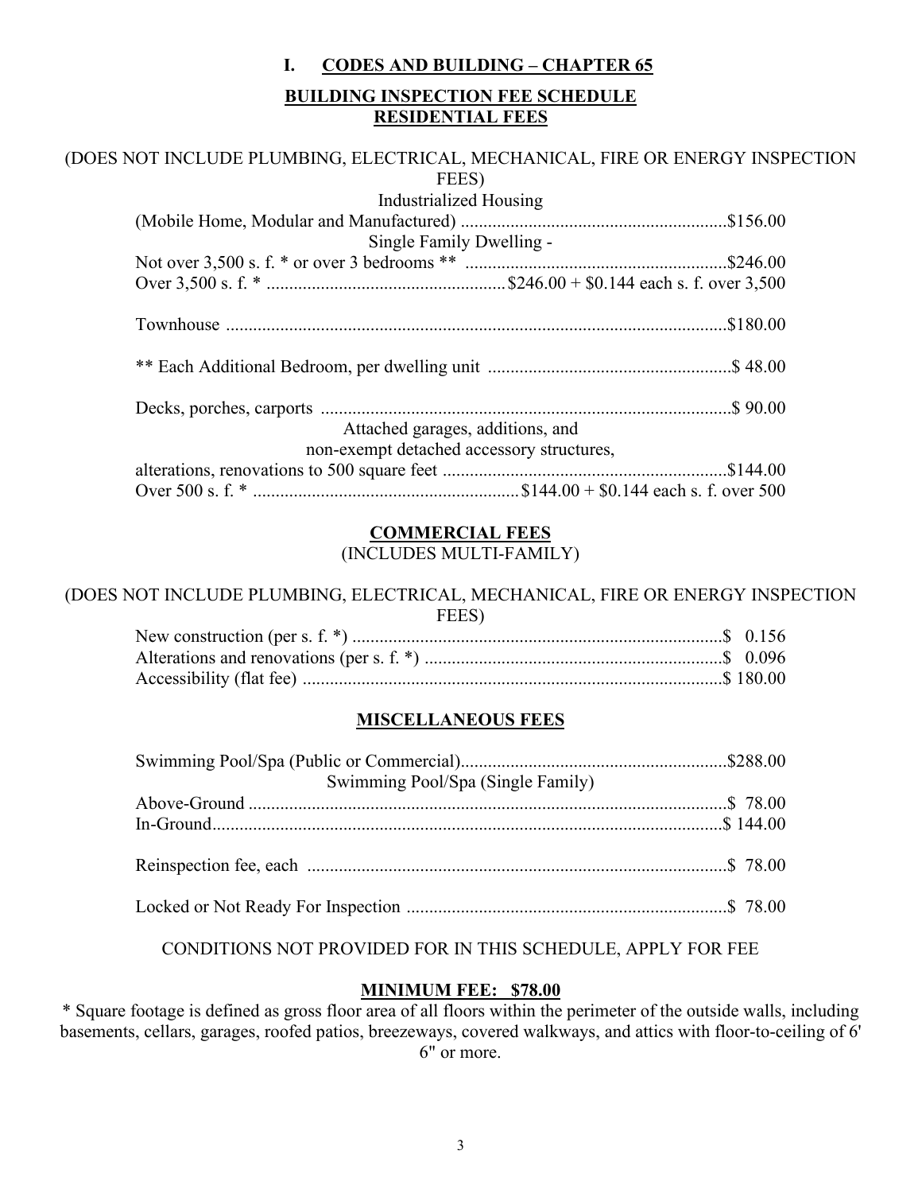## I. CODES AND BUILDING – CHAPTER 65

### BUILDING INSPECTION FEE SCHEDULE
### RESIDENTIAL FEES

(DOES NOT INCLUDE PLUMBING, ELECTRICAL, MECHANICAL, FIRE OR ENERGY INSPECTION FEES)

| Item | Fee |
|---|---|
| Industrialized Housing | |
| (Mobile Home, Modular and Manufactured) | $156.00 |
| Single Family Dwelling - | |
| Not over 3,500 s. f. * or over 3 bedrooms ** | $246.00 |
| Over 3,500 s. f. * | $246.00 + $0.144 each s. f. over 3,500 |
| Townhouse | $180.00 |
| ** Each Additional Bedroom, per dwelling unit | $ 48.00 |
| Decks, porches, carports | $ 90.00 |
| Attached garages, additions, and non-exempt detached accessory structures, | |
| alterations, renovations to 500 square feet | $144.00 |
| Over 500 s. f. * | $144.00 + $0.144 each s. f. over 500 |

### COMMERCIAL FEES
(INCLUDES MULTI-FAMILY)

(DOES NOT INCLUDE PLUMBING, ELECTRICAL, MECHANICAL, FIRE OR ENERGY INSPECTION FEES)

| Item | Fee |
|---|---|
| New construction (per s. f. *) | $ 0.156 |
| Alterations and renovations (per s. f. *) | $ 0.096 |
| Accessibility (flat fee) | $ 180.00 |

### MISCELLANEOUS FEES

| Item | Fee |
|---|---|
| Swimming Pool/Spa (Public or Commercial) | $288.00 |
| Swimming Pool/Spa (Single Family) | |
| Above-Ground | $ 78.00 |
| In-Ground | $ 144.00 |
| Reinspection fee, each | $ 78.00 |
| Locked or Not Ready For Inspection | $ 78.00 |

CONDITIONS NOT PROVIDED FOR IN THIS SCHEDULE, APPLY FOR FEE

**MINIMUM FEE: $78.00**

* Square footage is defined as gross floor area of all floors within the perimeter of the outside walls, including basements, cellars, garages, roofed patios, breezeways, covered walkways, and attics with floor-to-ceiling of 6' 6" or more.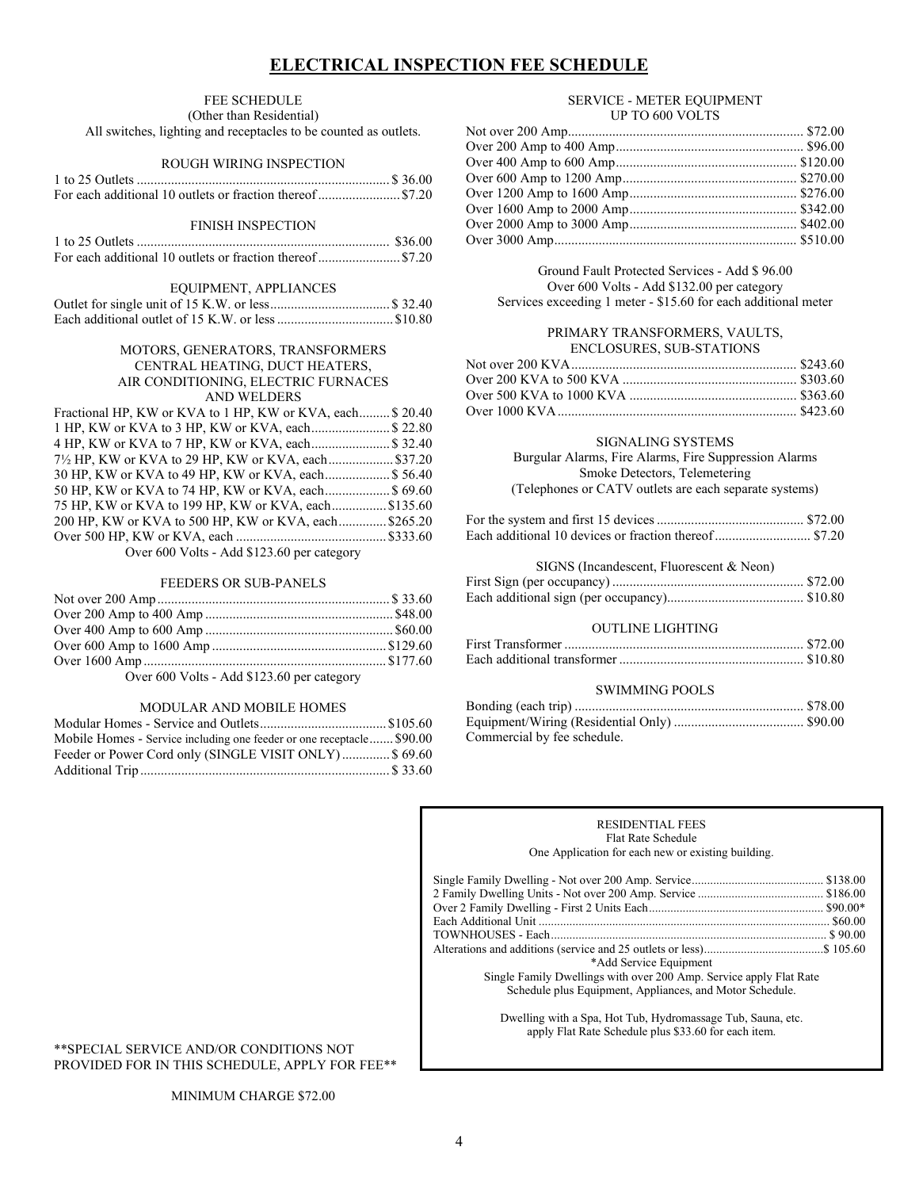# ELECTRICAL INSPECTION FEE SCHEDULE

FEE SCHEDULE
(Other than Residential)
All switches, lighting and receptacles to be counted as outlets.

### ROUGH WIRING INSPECTION

| | |
|---|---|
| 1 to 25 Outlets | $ 36.00 |
| For each additional 10 outlets or fraction thereof | $7.20 |

### FINISH INSPECTION

| | |
|---|---|
| 1 to 25 Outlets | $36.00 |
| For each additional 10 outlets or fraction thereof | $7.20 |

### EQUIPMENT, APPLIANCES

| | |
|---|---|
| Outlet for single unit of 15 K.W. or less | $ 32.40 |
| Each additional outlet of 15 K.W. or less | $10.80 |

### MOTORS, GENERATORS, TRANSFORMERS CENTRAL HEATING, DUCT HEATERS, AIR CONDITIONING, ELECTRIC FURNACES AND WELDERS

| | |
|---|---|
| Fractional HP, KW or KVA to 1 HP, KW or KVA, each | $ 20.40 |
| 1 HP, KW or KVA to 3 HP, KW or KVA, each | $ 22.80 |
| 4 HP, KW or KVA to 7 HP, KW or KVA, each | $ 32.40 |
| 7½ HP, KW or KVA to 29 HP, KW or KVA, each | $37.20 |
| 30 HP, KW or KVA to 49 HP, KW or KVA, each | $ 56.40 |
| 50 HP, KW or KVA to 74 HP, KW or KVA, each | $ 69.60 |
| 75 HP, KW or KVA to 199 HP, KW or KVA, each | $135.60 |
| 200 HP, KW or KVA to 500 HP, KW or KVA, each | $265.20 |
| Over 500 HP, KW or KVA, each | $333.60 |

Over 600 Volts - Add $123.60 per category

### FEEDERS OR SUB-PANELS

| | |
|---|---|
| Not over 200 Amp | $ 33.60 |
| Over 200 Amp to 400 Amp | $48.00 |
| Over 400 Amp to 600 Amp | $60.00 |
| Over 600 Amp to 1600 Amp | $129.60 |
| Over 1600 Amp | $177.60 |

Over 600 Volts - Add $123.60 per category

### MODULAR AND MOBILE HOMES

| | |
|---|---|
| Modular Homes - Service and Outlets | $105.60 |
| Mobile Homes - Service including one feeder or one receptacle | $90.00 |
| Feeder or Power Cord only (SINGLE VISIT ONLY) | $ 69.60 |
| Additional Trip | $ 33.60 |

### SERVICE - METER EQUIPMENT UP TO 600 VOLTS

| | |
|---|---|
| Not over 200 Amp | $72.00 |
| Over 200 Amp to 400 Amp | $96.00 |
| Over 400 Amp to 600 Amp | $120.00 |
| Over 600 Amp to 1200 Amp | $270.00 |
| Over 1200 Amp to 1600 Amp | $276.00 |
| Over 1600 Amp to 2000 Amp | $342.00 |
| Over 2000 Amp to 3000 Amp | $402.00 |
| Over 3000 Amp | $510.00 |

Ground Fault Protected Services - Add $ 96.00
Over 600 Volts - Add $132.00 per category
Services exceeding 1 meter - $15.60 for each additional meter

### PRIMARY TRANSFORMERS, VAULTS, ENCLOSURES, SUB-STATIONS

| | |
|---|---|
| Not over 200 KVA | $243.60 |
| Over 200 KVA to 500 KVA | $303.60 |
| Over 500 KVA to 1000 KVA | $363.60 |
| Over 1000 KVA | $423.60 |

### SIGNALING SYSTEMS

Burgular Alarms, Fire Alarms, Fire Suppression Alarms
Smoke Detectors, Telemetering
(Telephones or CATV outlets are each separate systems)

| | |
|---|---|
| For the system and first 15 devices | $72.00 |
| Each additional 10 devices or fraction thereof | $7.20 |

### SIGNS (Incandescent, Fluorescent & Neon)

| | |
|---|---|
| First Sign (per occupancy) | $72.00 |
| Each additional sign (per occupancy) | $10.80 |

### OUTLINE LIGHTING

| | |
|---|---|
| First Transformer | $72.00 |
| Each additional transformer | $10.80 |

### SWIMMING POOLS

| | |
|---|---|
| Bonding (each trip) | $78.00 |
| Equipment/Wiring (Residential Only) | $90.00 |

Commercial by fee schedule.

### RESIDENTIAL FEES

Flat Rate Schedule
One Application for each new or existing building.

| | |
|---|---|
| Single Family Dwelling - Not over 200 Amp. Service | $138.00 |
| 2 Family Dwelling Units - Not over 200 Amp. Service | $186.00 |
| Over 2 Family Dwelling - First 2 Units Each | $90.00* |
| Each Additional Unit | $60.00 |
| TOWNHOUSES - Each | $ 90.00 |
| Alterations and additions (service and 25 outlets or less) | $ 105.60 |

*Add Service Equipment

Single Family Dwellings with over 200 Amp. Service apply Flat Rate Schedule plus Equipment, Appliances, and Motor Schedule.

Dwelling with a Spa, Hot Tub, Hydromassage Tub, Sauna, etc. apply Flat Rate Schedule plus $33.60 for each item.

**SPECIAL SERVICE AND/OR CONDITIONS NOT PROVIDED FOR IN THIS SCHEDULE, APPLY FOR FEE**

MINIMUM CHARGE $72.00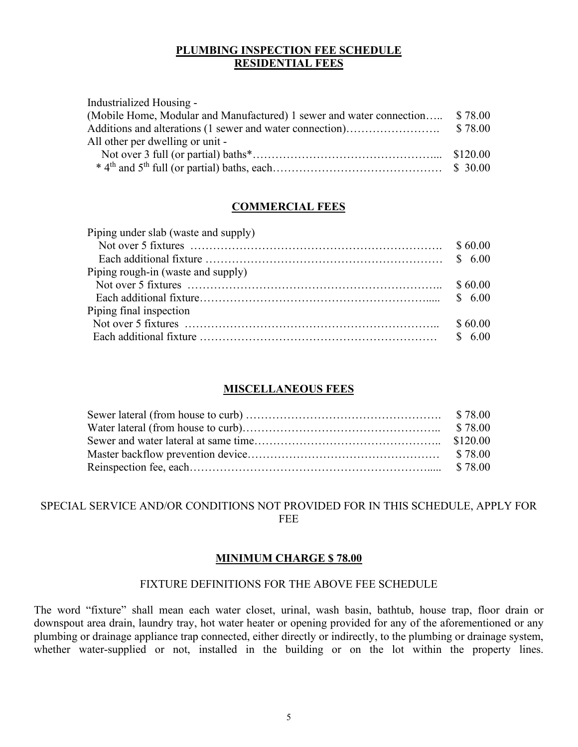## PLUMBING INSPECTION FEE SCHEDULE
## RESIDENTIAL FEES

| | |
|---|---|
| Industrialized Housing - | |
| (Mobile Home, Modular and Manufactured) 1 sewer and water connection | $ 78.00 |
| Additions and alterations (1 sewer and water connection) | $ 78.00 |
| All other per dwelling or unit - | |
| Not over 3 full (or partial) baths* | $120.00 |
| * 4th and 5th full (or partial) baths, each | $ 30.00 |

## COMMERCIAL FEES

| | |
|---|---|
| Piping under slab (waste and supply) | |
| Not over 5 fixtures | $ 60.00 |
| Each additional fixture | $ 6.00 |
| Piping rough-in (waste and supply) | |
| Not over 5 fixtures | $ 60.00 |
| Each additional fixture | $ 6.00 |
| Piping final inspection | |
| Not over 5 fixtures | $ 60.00 |
| Each additional fixture | $ 6.00 |

## MISCELLANEOUS FEES

| | |
|---|---|
| Sewer lateral (from house to curb) | $ 78.00 |
| Water lateral (from house to curb) | $ 78.00 |
| Sewer and water lateral at same time | $120.00 |
| Master backflow prevention device | $ 78.00 |
| Reinspection fee, each | $ 78.00 |

SPECIAL SERVICE AND/OR CONDITIONS NOT PROVIDED FOR IN THIS SCHEDULE, APPLY FOR FEE

**MINIMUM CHARGE $ 78.00**

FIXTURE DEFINITIONS FOR THE ABOVE FEE SCHEDULE

The word "fixture" shall mean each water closet, urinal, wash basin, bathtub, house trap, floor drain or downspout area drain, laundry tray, hot water heater or opening provided for any of the aforementioned or any plumbing or drainage appliance trap connected, either directly or indirectly, to the plumbing or drainage system, whether water-supplied or not, installed in the building or on the lot within the property lines.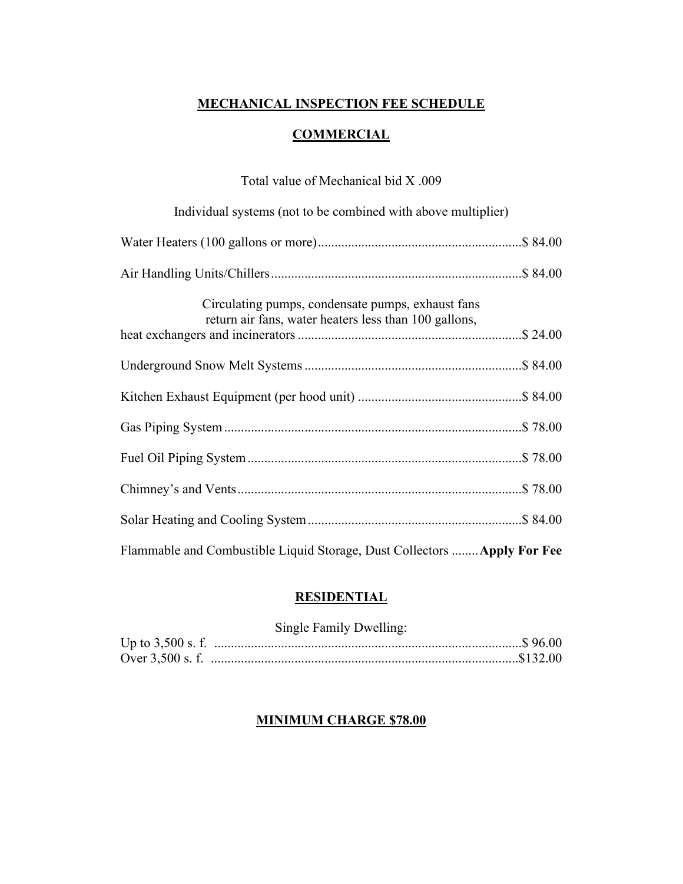# MECHANICAL INSPECTION FEE SCHEDULE

## COMMERCIAL

Total value of Mechanical bid X .009

Individual systems (not to be combined with above multiplier)

| | |
|---|---|
| Water Heaters (100 gallons or more) | $ 84.00 |
| Air Handling Units/Chillers | $ 84.00 |
| Circulating pumps, condensate pumps, exhaust fans return air fans, water heaters less than 100 gallons, heat exchangers and incinerators | $ 24.00 |
| Underground Snow Melt Systems | $ 84.00 |
| Kitchen Exhaust Equipment (per hood unit) | $ 84.00 |
| Gas Piping System | $ 78.00 |
| Fuel Oil Piping System | $ 78.00 |
| Chimney's and Vents | $ 78.00 |
| Solar Heating and Cooling System | $ 84.00 |
| Flammable and Combustible Liquid Storage, Dust Collectors | **Apply For Fee** |

## RESIDENTIAL

Single Family Dwelling:

| | |
|---|---|
| Up to 3,500 s. f. | $ 96.00 |
| Over 3,500 s. f. | $132.00 |

## MINIMUM CHARGE $78.00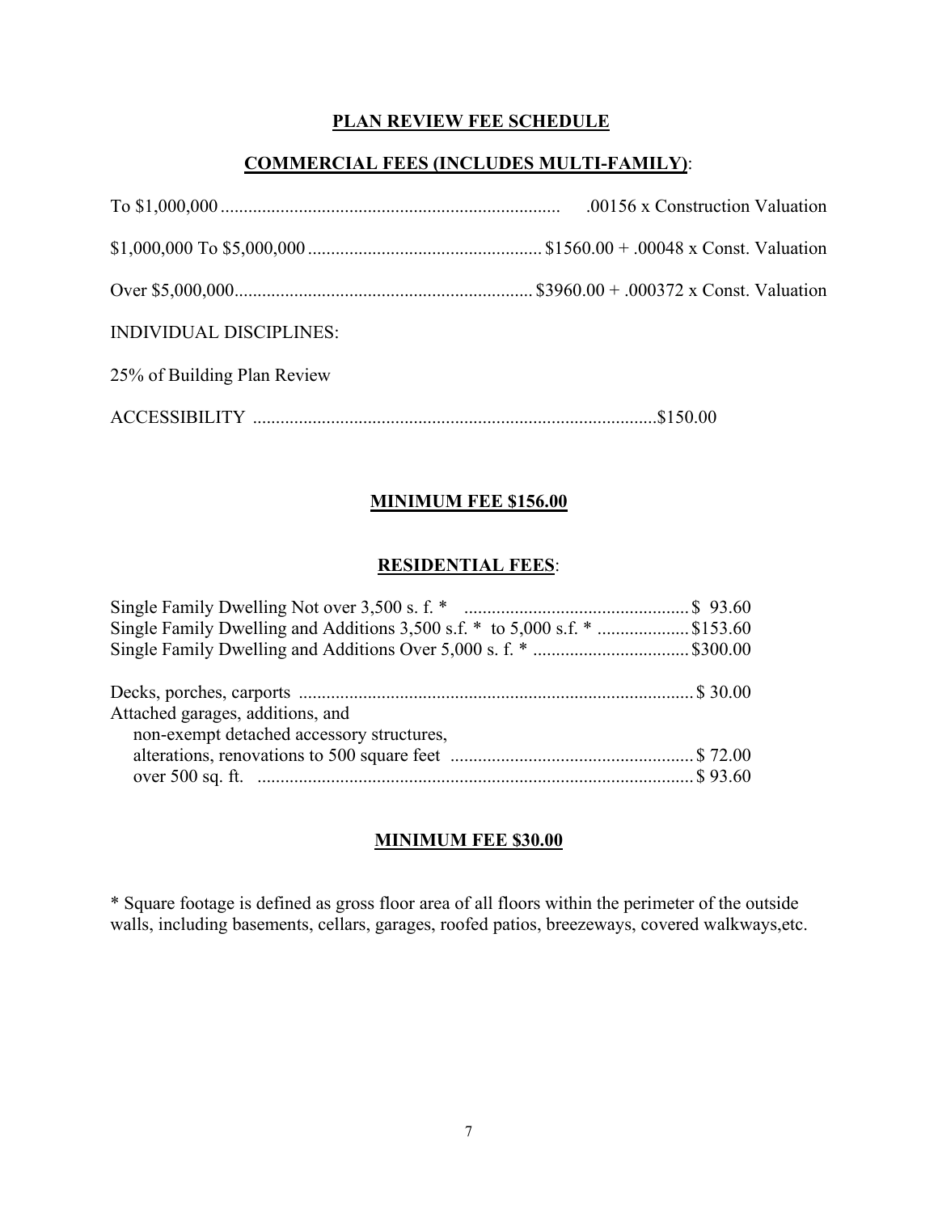## PLAN REVIEW FEE SCHEDULE

### COMMERCIAL FEES (INCLUDES MULTI-FAMILY):

| | |
|---|---|
| To $1,000,000 | .00156 x Construction Valuation |
| $1,000,000 To $5,000,000 | $1560.00 + .00048 x Const. Valuation |
| Over $5,000,000 | $3960.00 + .000372 x Const. Valuation |

INDIVIDUAL DISCIPLINES:

25% of Building Plan Review

ACCESSIBILITY ....................................................................................... $150.00

**MINIMUM FEE $156.00**

### RESIDENTIAL FEES:

| | |
|---|---|
| Single Family Dwelling Not over 3,500 s. f. * | $ 93.60 |
| Single Family Dwelling and Additions 3,500 s.f. * to 5,000 s.f. * | $153.60 |
| Single Family Dwelling and Additions Over 5,000 s. f. * | $300.00 |

| | |
|---|---|
| Decks, porches, carports | $ 30.00 |
| Attached garages, additions, and non-exempt detached accessory structures, alterations, renovations to 500 square feet | $ 72.00 |
| over 500 sq. ft. | $ 93.60 |

**MINIMUM FEE $30.00**

* Square footage is defined as gross floor area of all floors within the perimeter of the outside walls, including basements, cellars, garages, roofed patios, breezeways, covered walkways,etc.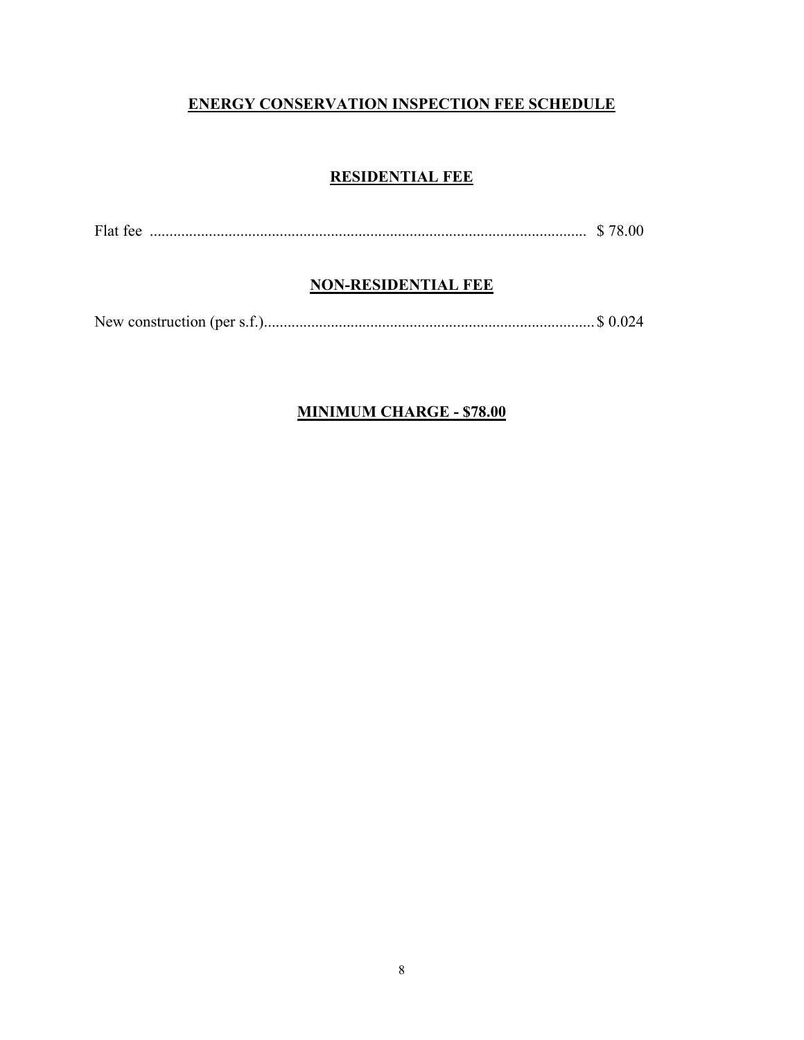# ENERGY CONSERVATION INSPECTION FEE SCHEDULE

## RESIDENTIAL FEE

Flat fee ............................................................................................................ $ 78.00

## NON-RESIDENTIAL FEE

New construction (per s.f.).................................................................................. $ 0.024

## MINIMUM CHARGE - $78.00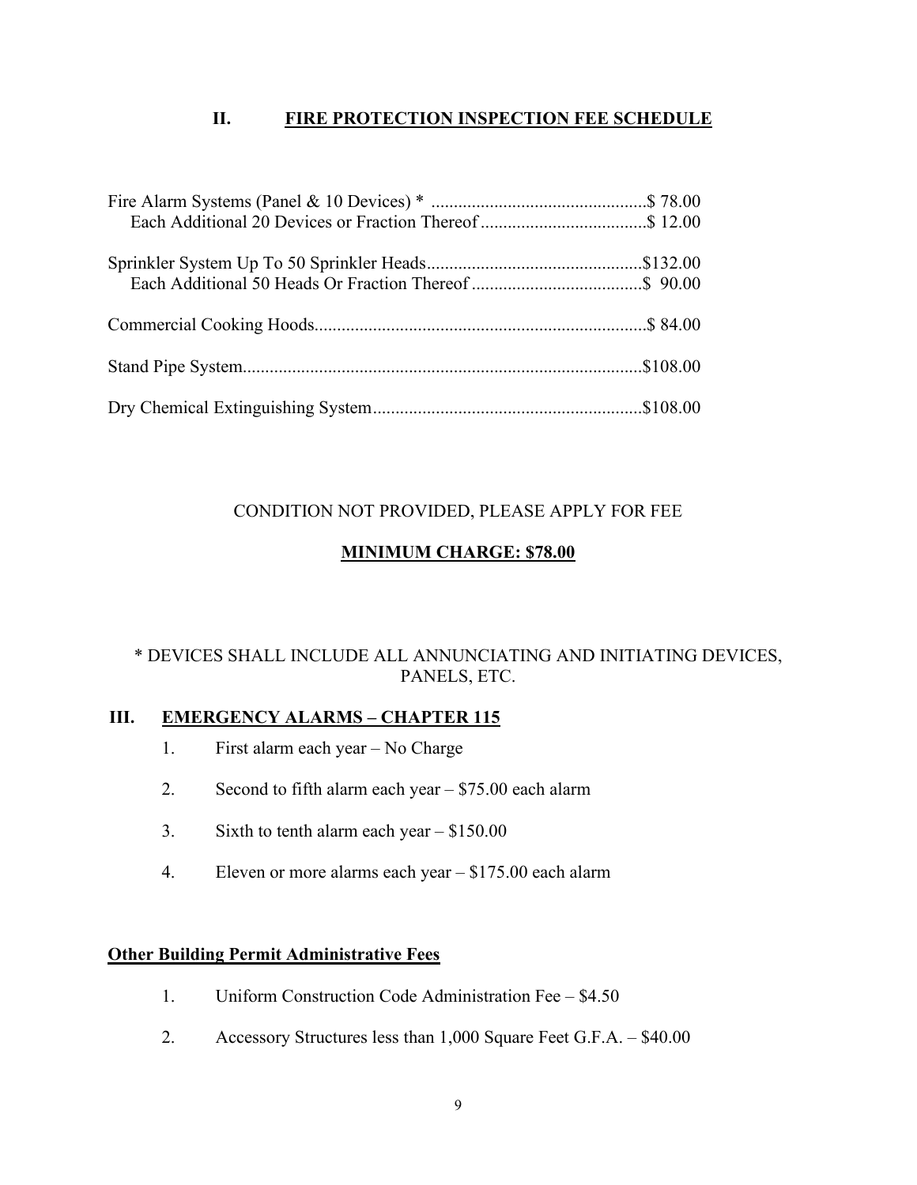## II. FIRE PROTECTION INSPECTION FEE SHEDULE

Fire Alarm Systems (Panel & 10 Devices) * ................................................$ 78.00
  Each Additional 20 Devices or Fraction Thereof .....................................$ 12.00

Sprinkler System Up To 50 Sprinkler Heads................................................$132.00
  Each Additional 50 Heads Or Fraction Thereof ......................................$ 90.00

Commercial Cooking Hoods..........................................................................$ 84.00

Stand Pipe System........................................................................................$108.00

Dry Chemical Extinguishing System............................................................$108.00

CONDITION NOT PROVIDED, PLEASE APPLY FOR FEE

**MINIMUM CHARGE: $78.00**

* DEVICES SHALL INCLUDE ALL ANNUNCIATING AND INITIATING DEVICES, PANELS, ETC.

## III. EMERGENCY ALARMS – CHAPTER 115

1. First alarm each year – No Charge
2. Second to fifth alarm each year – $75.00 each alarm
3. Sixth to tenth alarm each year – $150.00
4. Eleven or more alarms each year – $175.00 each alarm

**Other Building Permit Administrative Fees**

1. Uniform Construction Code Administration Fee – $4.50
2. Accessory Structures less than 1,000 Square Feet G.F.A. – $40.00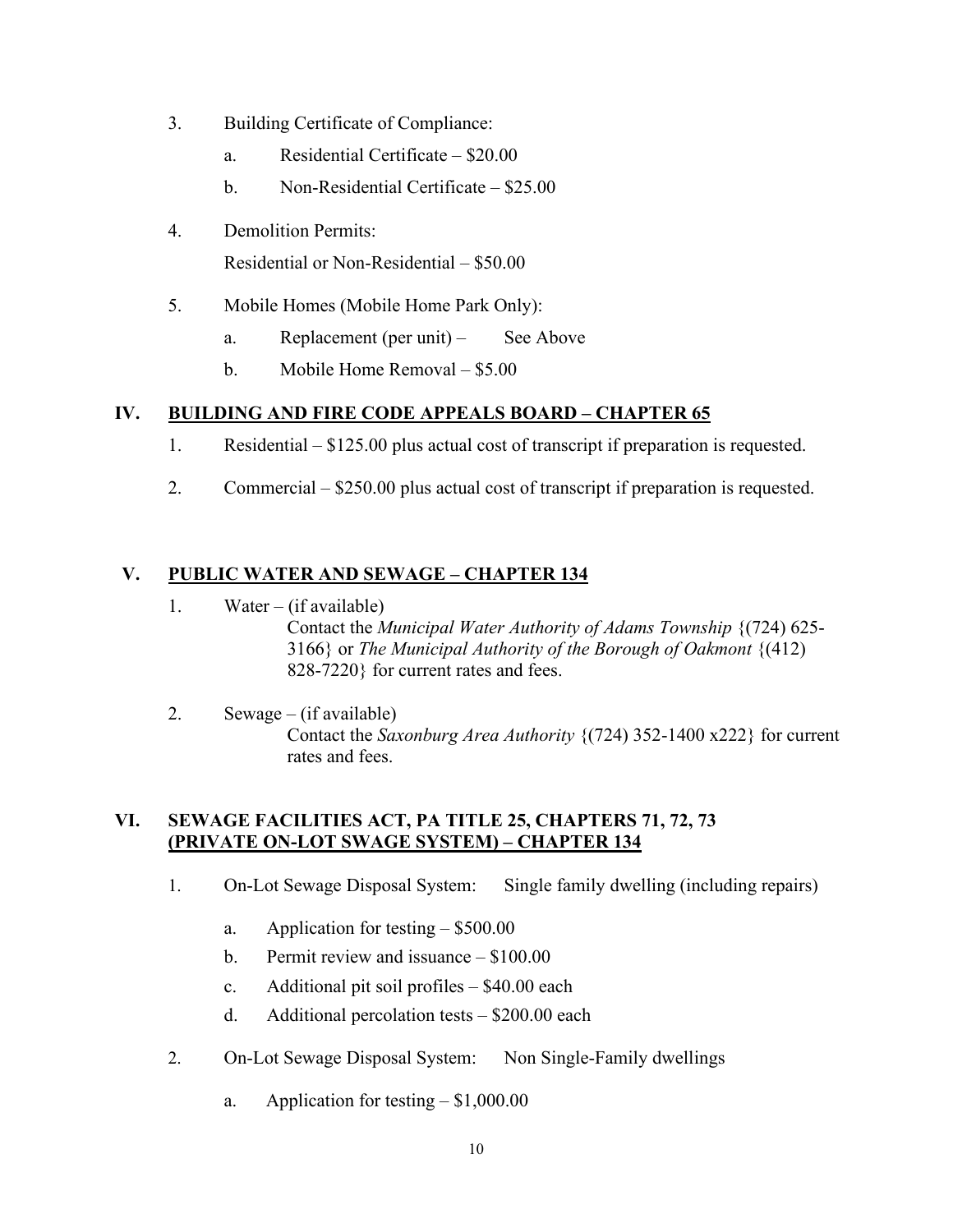3. Building Certificate of Compliance:
    a. Residential Certificate – $20.00
    b. Non-Residential Certificate – $25.00

4. Demolition Permits:

    Residential or Non-Residential – $50.00

5. Mobile Homes (Mobile Home Park Only):
    a. Replacement (per unit) – See Above
    b. Mobile Home Removal – $5.00

## IV. BUILDING AND FIRE CODE APPEALS BOARD – CHAPTER 65

1. Residential – $125.00 plus actual cost of transcript if preparation is requested.
2. Commercial – $250.00 plus actual cost of transcript if preparation is requested.

## V. PUBLIC WATER AND SEWAGE – CHAPTER 134

1. Water – (if available)
   Contact the *Municipal Water Authority of Adams Township* {(724) 625-3166} or *The Municipal Authority of the Borough of Oakmont* {(412) 828-7220} for current rates and fees.

2. Sewage – (if available)
   Contact the *Saxonburg Area Authority* {(724) 352-1400 x222} for current rates and fees.

## VI. SEWAGE FACILITIES ACT, PA TITLE 25, CHAPTERS 71, 72, 73 (PRIVATE ON-LOT SWAGE SYSTEM) – CHAPTER 134

1. On-Lot Sewage Disposal System: Single family dwelling (including repairs)
    a. Application for testing – $500.00
    b. Permit review and issuance – $100.00
    c. Additional pit soil profiles – $40.00 each
    d. Additional percolation tests – $200.00 each

2. On-Lot Sewage Disposal System: Non Single-Family dwellings
    a. Application for testing – $1,000.00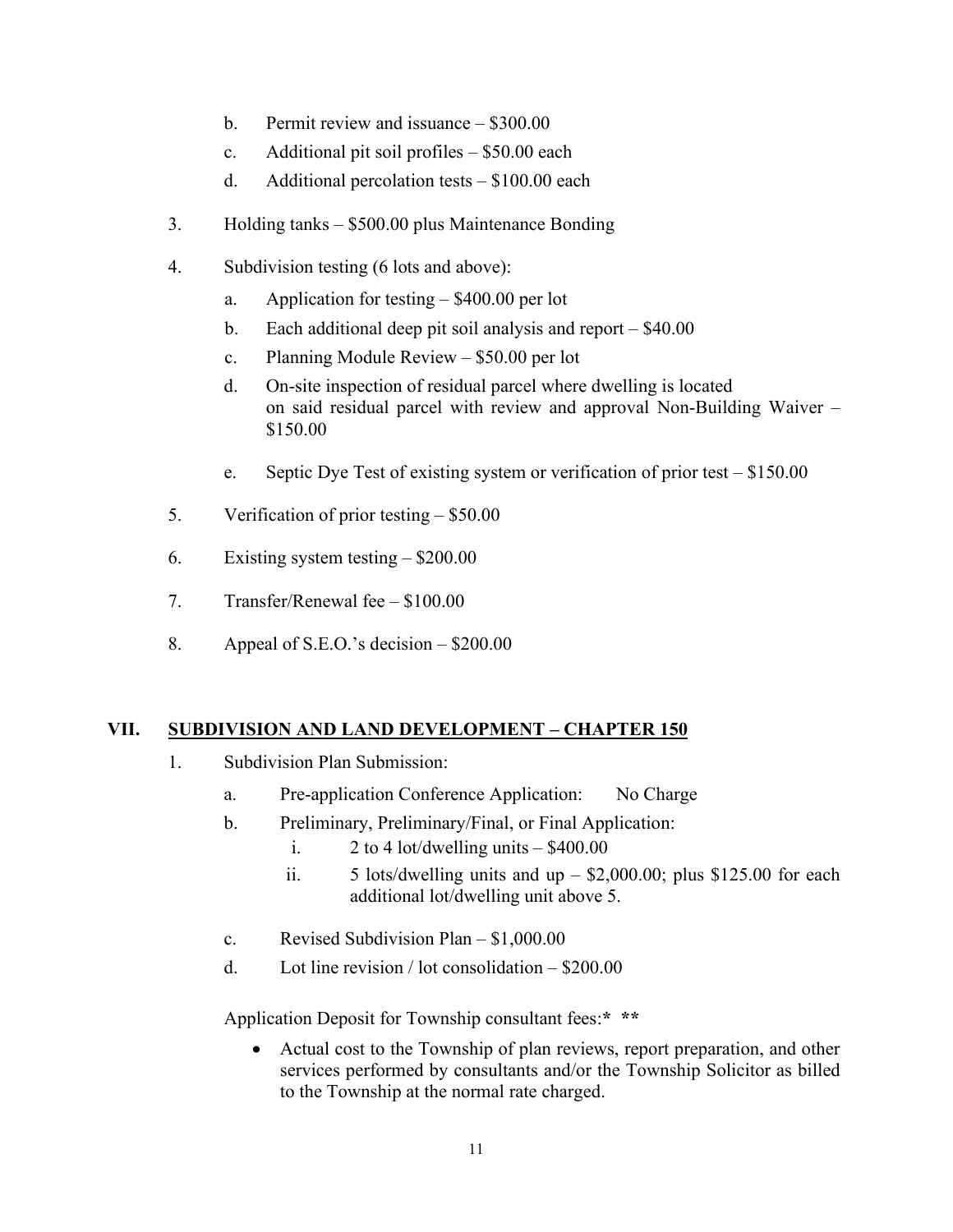b. Permit review and issuance – $300.00

c. Additional pit soil profiles – $50.00 each

d. Additional percolation tests – $100.00 each

3. Holding tanks – $500.00 plus Maintenance Bonding

4. Subdivision testing (6 lots and above):

   a. Application for testing – $400.00 per lot

   b. Each additional deep pit soil analysis and report – $40.00

   c. Planning Module Review – $50.00 per lot

   d. On-site inspection of residual parcel where dwelling is located on said residual parcel with review and approval Non-Building Waiver – $150.00

   e. Septic Dye Test of existing system or verification of prior test – $150.00

5. Verification of prior testing – $50.00

6. Existing system testing – $200.00

7. Transfer/Renewal fee – $100.00

8. Appeal of S.E.O.'s decision – $200.00

## VII. SUBDIVISION AND LAND DEVELOPMENT – CHAPTER 150

1. Subdivision Plan Submission:

   a. Pre-application Conference Application: No Charge

   b. Preliminary, Preliminary/Final, or Final Application:

      i. 2 to 4 lot/dwelling units – $400.00

      ii. 5 lots/dwelling units and up – $2,000.00; plus $125.00 for each additional lot/dwelling unit above 5.

   c. Revised Subdivision Plan – $1,000.00

   d. Lot line revision / lot consolidation – $200.00

   Application Deposit for Township consultant fees:**\*** **\*\***

   - Actual cost to the Township of plan reviews, report preparation, and other services performed by consultants and/or the Township Solicitor as billed to the Township at the normal rate charged.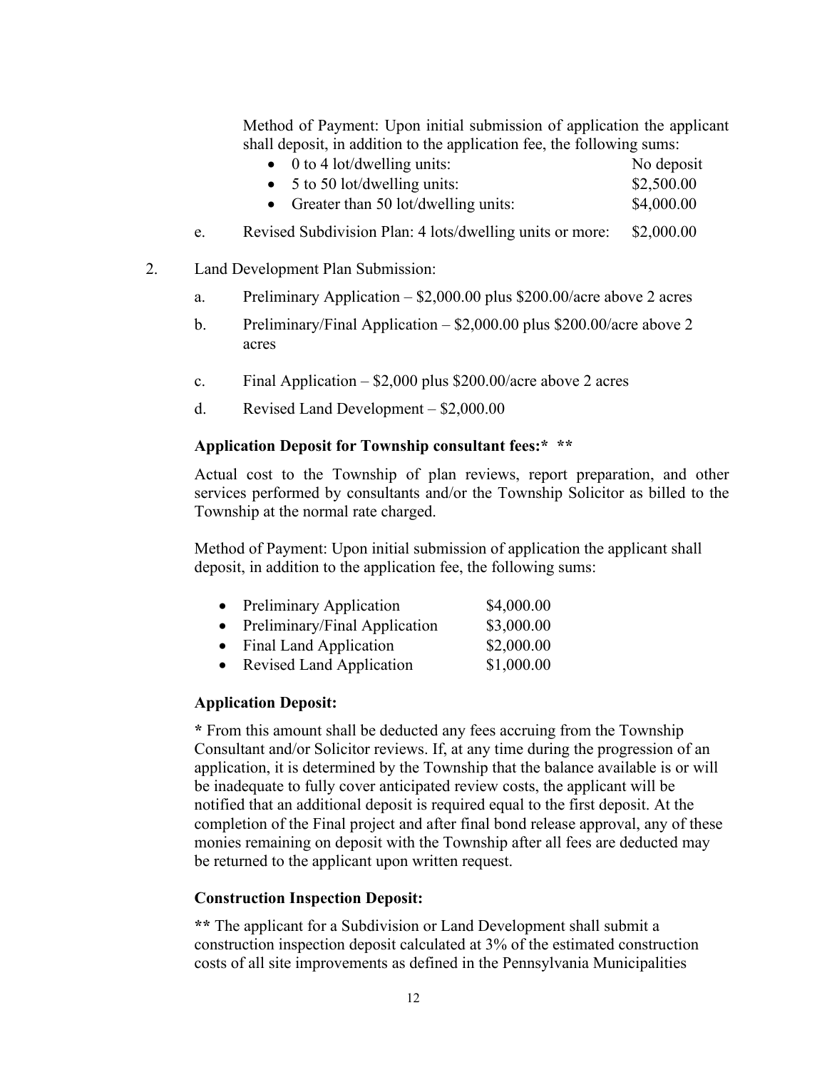Method of Payment: Upon initial submission of application the applicant shall deposit, in addition to the application fee, the following sums:

| | |
|---|---|
| • 0 to 4 lot/dwelling units: | No deposit |
| • 5 to 50 lot/dwelling units: | $2,500.00 |
| • Greater than 50 lot/dwelling units: | $4,000.00 |

e. Revised Subdivision Plan: 4 lots/dwelling units or more: $2,000.00

2. Land Development Plan Submission:

   a. Preliminary Application – $2,000.00 plus $200.00/acre above 2 acres

   b. Preliminary/Final Application – $2,000.00 plus $200.00/acre above 2 acres

   c. Final Application – $2,000 plus $200.00/acre above 2 acres

   d. Revised Land Development – $2,000.00

**Application Deposit for Township consultant fees:* \*\***

Actual cost to the Township of plan reviews, report preparation, and other services performed by consultants and/or the Township Solicitor as billed to the Township at the normal rate charged.

Method of Payment: Upon initial submission of application the applicant shall deposit, in addition to the application fee, the following sums:

| | |
|---|---|
| • Preliminary Application | $4,000.00 |
| • Preliminary/Final Application | $3,000.00 |
| • Final Land Application | $2,000.00 |
| • Revised Land Application | $1,000.00 |

**Application Deposit:**

**\*** From this amount shall be deducted any fees accruing from the Township Consultant and/or Solicitor reviews. If, at any time during the progression of an application, it is determined by the Township that the balance available is or will be inadequate to fully cover anticipated review costs, the applicant will be notified that an additional deposit is required equal to the first deposit. At the completion of the Final project and after final bond release approval, any of these monies remaining on deposit with the Township after all fees are deducted may be returned to the applicant upon written request.

**Construction Inspection Deposit:**

**\*\*** The applicant for a Subdivision or Land Development shall submit a construction inspection deposit calculated at 3% of the estimated construction costs of all site improvements as defined in the Pennsylvania Municipalities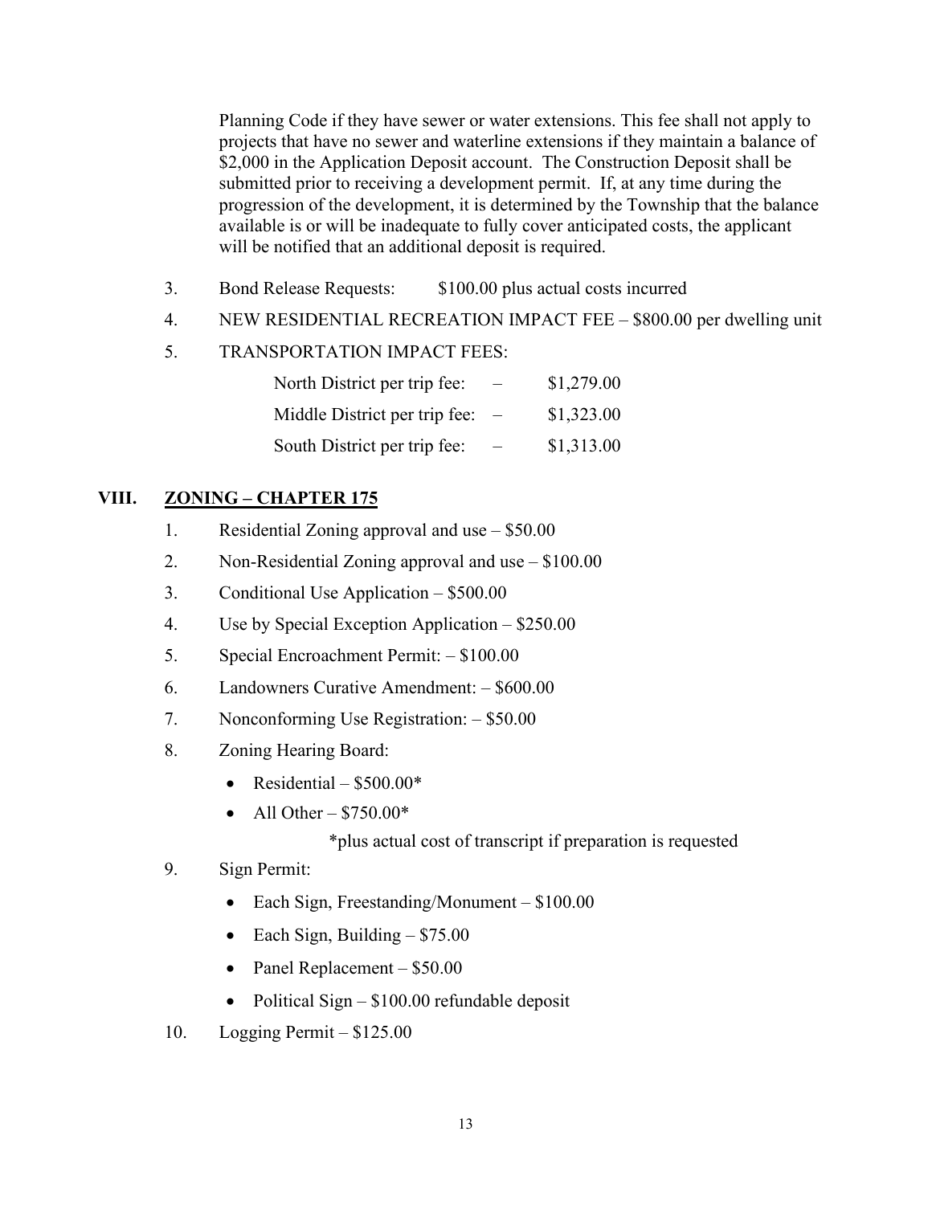Planning Code if they have sewer or water extensions. This fee shall not apply to projects that have no sewer and waterline extensions if they maintain a balance of $2,000 in the Application Deposit account. The Construction Deposit shall be submitted prior to receiving a development permit. If, at any time during the progression of the development, it is determined by the Township that the balance available is or will be inadequate to fully cover anticipated costs, the applicant will be notified that an additional deposit is required.

3. Bond Release Requests: $100.00 plus actual costs incurred
4. NEW RESIDENTIAL RECREATION IMPACT FEE – $800.00 per dwelling unit
5. TRANSPORTATION IMPACT FEES:

   North District per trip fee: – $1,279.00

   Middle District per trip fee: – $1,323.00

   South District per trip fee: – $1,313.00

## VIII. ZONING – CHAPTER 175

1. Residential Zoning approval and use – $50.00
2. Non-Residential Zoning approval and use – $100.00
3. Conditional Use Application – $500.00
4. Use by Special Exception Application – $250.00
5. Special Encroachment Permit: – $100.00
6. Landowners Curative Amendment: – $600.00
7. Nonconforming Use Registration: – $50.00
8. Zoning Hearing Board:
   - Residential – $500.00*
   - All Other – $750.00*

   *plus actual cost of transcript if preparation is requested
9. Sign Permit:
   - Each Sign, Freestanding/Monument – $100.00
   - Each Sign, Building – $75.00
   - Panel Replacement – $50.00
   - Political Sign – $100.00 refundable deposit
10. Logging Permit – $125.00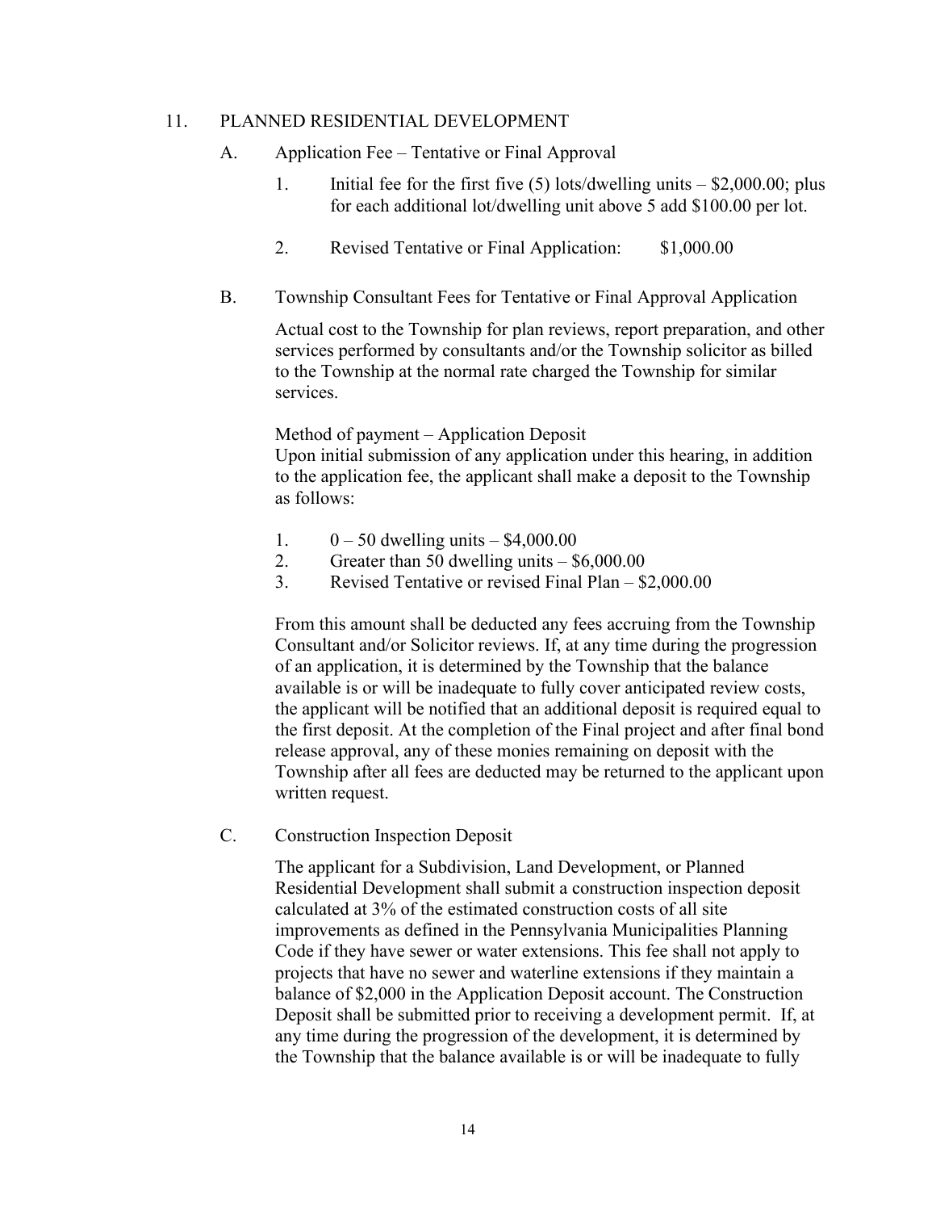## 11. PLANNED RESIDENTIAL DEVELOPMENT

### A. Application Fee – Tentative or Final Approval

1. Initial fee for the first five (5) lots/dwelling units – \$2,000.00; plus for each additional lot/dwelling unit above 5 add \$100.00 per lot.

2. Revised Tentative or Final Application: \$1,000.00

### B. Township Consultant Fees for Tentative or Final Approval Application

Actual cost to the Township for plan reviews, report preparation, and other services performed by consultants and/or the Township solicitor as billed to the Township at the normal rate charged the Township for similar services.

Method of payment – Application Deposit
Upon initial submission of any application under this hearing, in addition to the application fee, the applicant shall make a deposit to the Township as follows:

1. 0 – 50 dwelling units – \$4,000.00
2. Greater than 50 dwelling units – \$6,000.00
3. Revised Tentative or revised Final Plan – \$2,000.00

From this amount shall be deducted any fees accruing from the Township Consultant and/or Solicitor reviews. If, at any time during the progression of an application, it is determined by the Township that the balance available is or will be inadequate to fully cover anticipated review costs, the applicant will be notified that an additional deposit is required equal to the first deposit. At the completion of the Final project and after final bond release approval, any of these monies remaining on deposit with the Township after all fees are deducted may be returned to the applicant upon written request.

### C. Construction Inspection Deposit

The applicant for a Subdivision, Land Development, or Planned Residential Development shall submit a construction inspection deposit calculated at 3% of the estimated construction costs of all site improvements as defined in the Pennsylvania Municipalities Planning Code if they have sewer or water extensions. This fee shall not apply to projects that have no sewer and waterline extensions if they maintain a balance of \$2,000 in the Application Deposit account. The Construction Deposit shall be submitted prior to receiving a development permit. If, at any time during the progression of the development, it is determined by the Township that the balance available is or will be inadequate to fully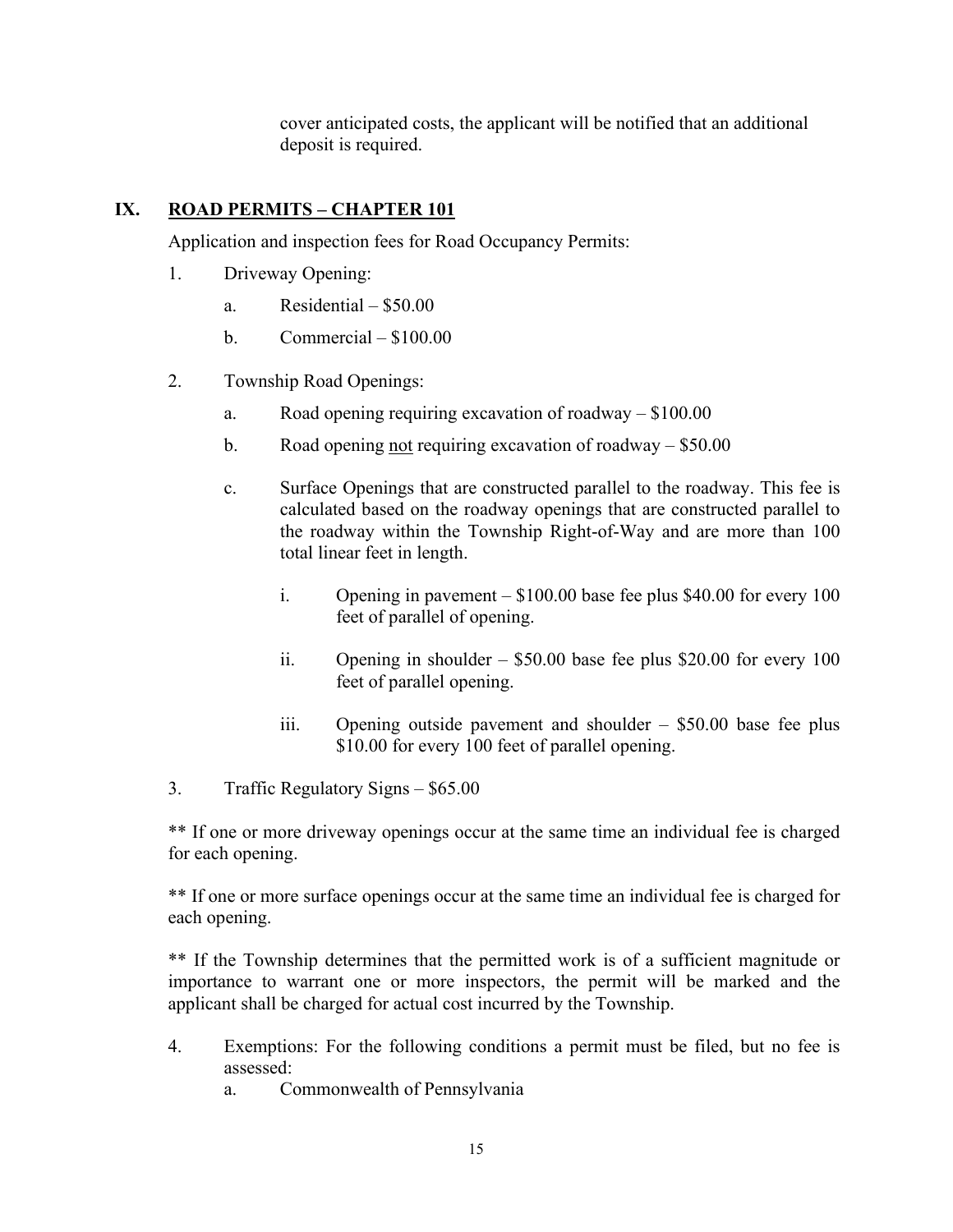cover anticipated costs, the applicant will be notified that an additional deposit is required.

## IX. ROAD PERMITS – CHAPTER 101

Application and inspection fees for Road Occupancy Permits:

1. Driveway Opening:
   a. Residential – $50.00
   b. Commercial – $100.00

2. Township Road Openings:
   a. Road opening requiring excavation of roadway – $100.00
   b. Road opening <u>not</u> requiring excavation of roadway – $50.00
   c. Surface Openings that are constructed parallel to the roadway. This fee is calculated based on the roadway openings that are constructed parallel to the roadway within the Township Right-of-Way and are more than 100 total linear feet in length.
      i. Opening in pavement – $100.00 base fee plus $40.00 for every 100 feet of parallel of opening.
      ii. Opening in shoulder – $50.00 base fee plus $20.00 for every 100 feet of parallel opening.
      iii. Opening outside pavement and shoulder – $50.00 base fee plus $10.00 for every 100 feet of parallel opening.

3. Traffic Regulatory Signs – $65.00

** If one or more driveway openings occur at the same time an individual fee is charged for each opening.

** If one or more surface openings occur at the same time an individual fee is charged for each opening.

** If the Township determines that the permitted work is of a sufficient magnitude or importance to warrant one or more inspectors, the permit will be marked and the applicant shall be charged for actual cost incurred by the Township.

4. Exemptions: For the following conditions a permit must be filed, but no fee is assessed:
   a. Commonwealth of Pennsylvania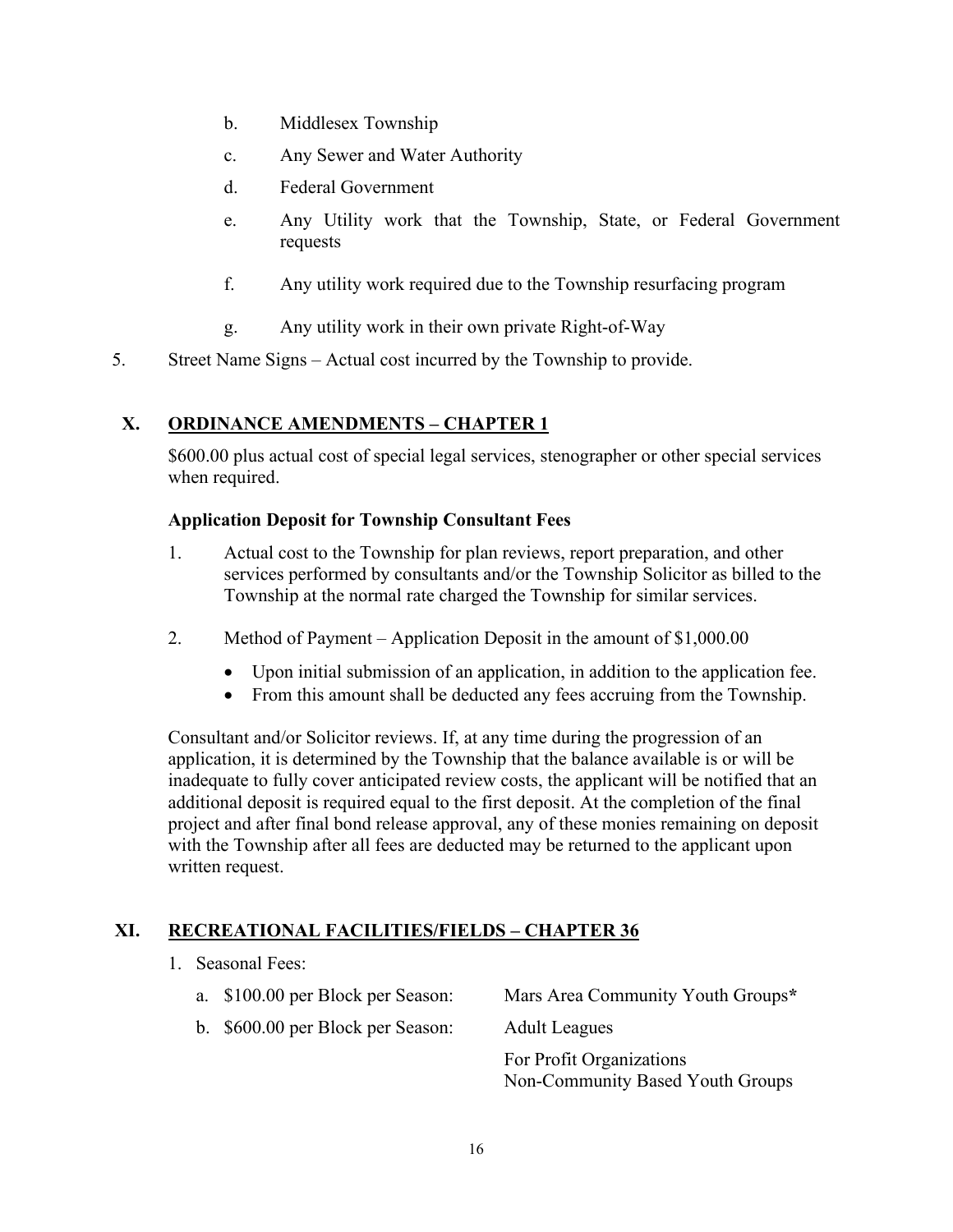b. Middlesex Township

c. Any Sewer and Water Authority

d. Federal Government

e. Any Utility work that the Township, State, or Federal Government requests

f. Any utility work required due to the Township resurfacing program

g. Any utility work in their own private Right-of-Way

5. Street Name Signs – Actual cost incurred by the Township to provide.

## X. ORDINANCE AMENDMENTS – CHAPTER 1

$600.00 plus actual cost of special legal services, stenographer or other special services when required.

**Application Deposit for Township Consultant Fees**

1. Actual cost to the Township for plan reviews, report preparation, and other services performed by consultants and/or the Township Solicitor as billed to the Township at the normal rate charged the Township for similar services.

2. Method of Payment – Application Deposit in the amount of $1,000.00
   - Upon initial submission of an application, in addition to the application fee.
   - From this amount shall be deducted any fees accruing from the Township.

Consultant and/or Solicitor reviews. If, at any time during the progression of an application, it is determined by the Township that the balance available is or will be inadequate to fully cover anticipated review costs, the applicant will be notified that an additional deposit is required equal to the first deposit. At the completion of the final project and after final bond release approval, any of these monies remaining on deposit with the Township after all fees are deducted may be returned to the applicant upon written request.

## XI. RECREATIONAL FACILITIES/FIELDS – CHAPTER 36

1. Seasonal Fees:

| | |
|---|---|
| a. $100.00 per Block per Season: | Mars Area Community Youth Groups* |
| b. $600.00 per Block per Season: | Adult Leagues |
| | For Profit Organizations<br>Non-Community Based Youth Groups |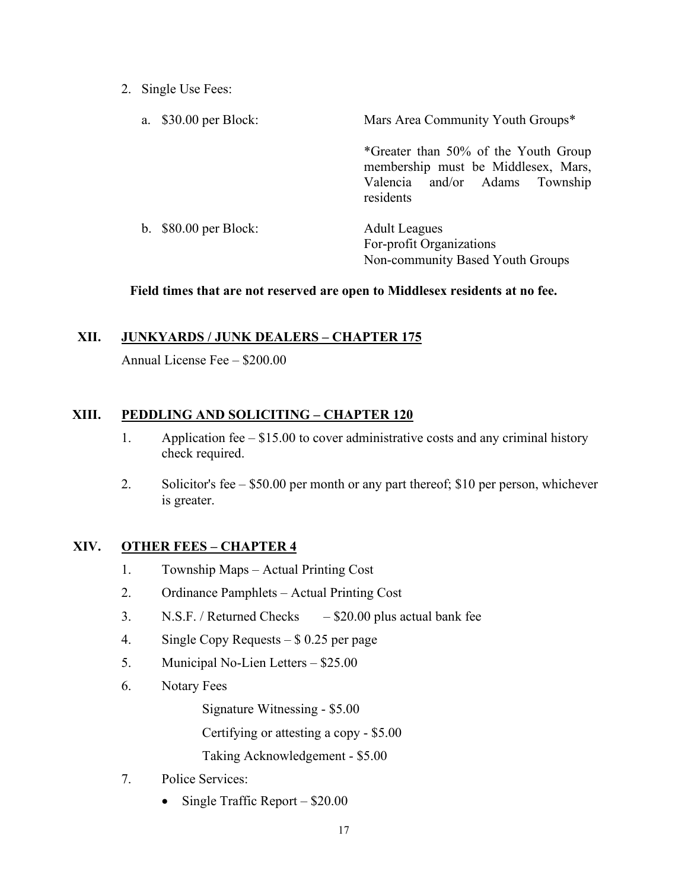2. Single Use Fees:

   a. $30.00 per Block: Mars Area Community Youth Groups*

      *Greater than 50% of the Youth Group membership must be Middlesex, Mars, Valencia and/or Adams Township residents

   b. $80.00 per Block: Adult Leagues
      For-profit Organizations
      Non-community Based Youth Groups

**Field times that are not reserved are open to Middlesex residents at no fee.**

## XII. JUNKYARDS / JUNK DEALERS – CHAPTER 175

Annual License Fee – $200.00

## XIII. PEDDLING AND SOLICITING – CHAPTER 120

1. Application fee – $15.00 to cover administrative costs and any criminal history check required.
2. Solicitor's fee – $50.00 per month or any part thereof; $10 per person, whichever is greater.

## XIV. OTHER FEES – CHAPTER 4

1. Township Maps – Actual Printing Cost
2. Ordinance Pamphlets – Actual Printing Cost
3. N.S.F. / Returned Checks – $20.00 plus actual bank fee
4. Single Copy Requests – $ 0.25 per page
5. Municipal No-Lien Letters – $25.00
6. Notary Fees

   Signature Witnessing - $5.00

   Certifying or attesting a copy - $5.00

   Taking Acknowledgement - $5.00
7. Police Services:
   - Single Traffic Report – $20.00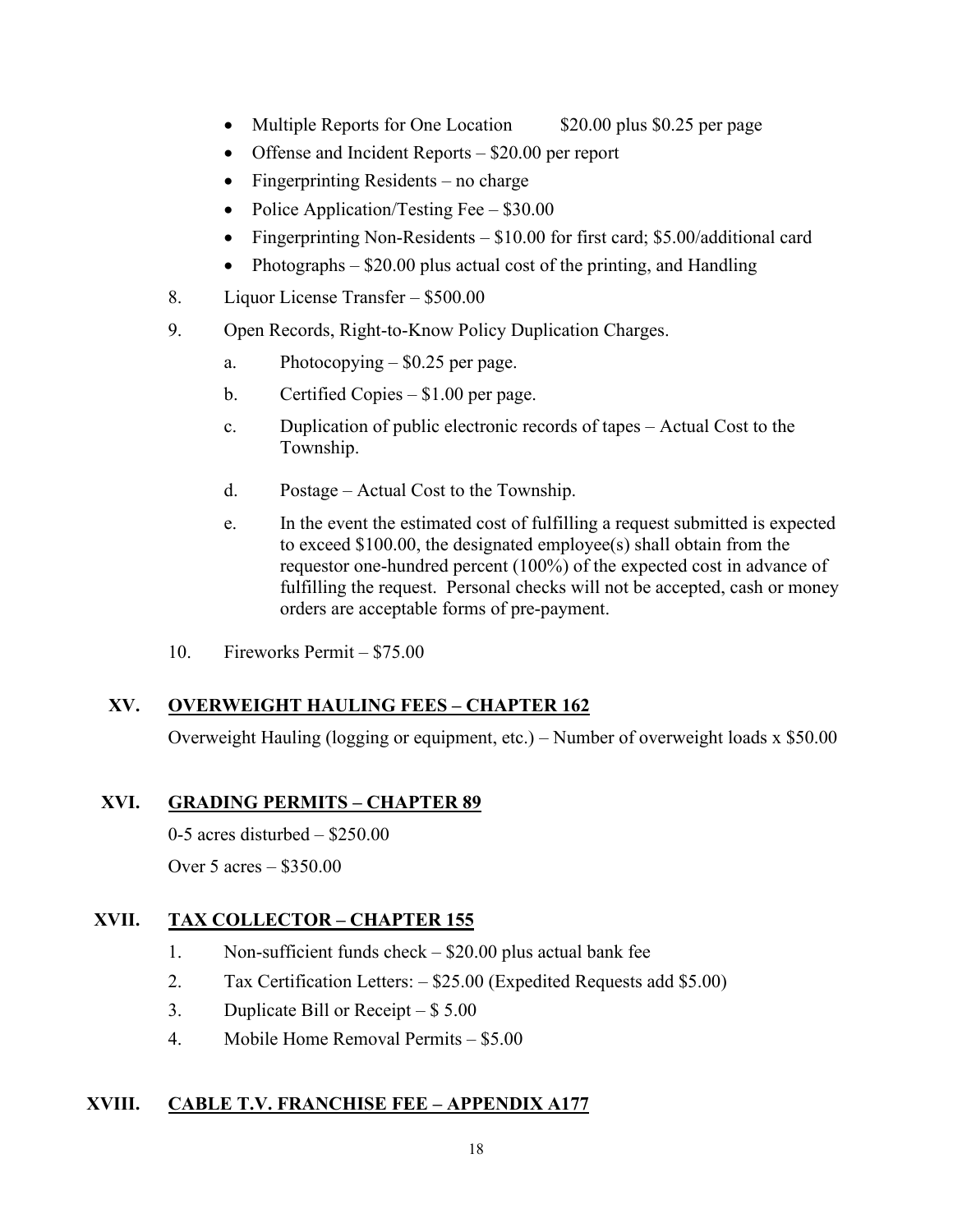- Multiple Reports for One Location $20.00 plus $0.25 per page
- Offense and Incident Reports – $20.00 per report
- Fingerprinting Residents – no charge
- Police Application/Testing Fee – $30.00
- Fingerprinting Non-Residents – $10.00 for first card; $5.00/additional card
- Photographs – $20.00 plus actual cost of the printing, and Handling

8. Liquor License Transfer – $500.00

9. Open Records, Right-to-Know Policy Duplication Charges.

   a. Photocopying – $0.25 per page.

   b. Certified Copies – $1.00 per page.

   c. Duplication of public electronic records of tapes – Actual Cost to the Township.

   d. Postage – Actual Cost to the Township.

   e. In the event the estimated cost of fulfilling a request submitted is expected to exceed $100.00, the designated employee(s) shall obtain from the requestor one-hundred percent (100%) of the expected cost in advance of fulfilling the request. Personal checks will not be accepted, cash or money orders are acceptable forms of pre-payment.

10. Fireworks Permit – $75.00

## XV. OVERWEIGHT HAULING FEES – CHAPTER 162

Overweight Hauling (logging or equipment, etc.) – Number of overweight loads x $50.00

## XVI. GRADING PERMITS – CHAPTER 89

0-5 acres disturbed – $250.00

Over 5 acres – $350.00

## XVII. TAX COLLECTOR – CHAPTER 155

1. Non-sufficient funds check – $20.00 plus actual bank fee
2. Tax Certification Letters: – $25.00 (Expedited Requests add $5.00)
3. Duplicate Bill or Receipt – $ 5.00
4. Mobile Home Removal Permits – $5.00

## XVIII. CABLE T.V. FRANCHISE FEE – APPENDIX A177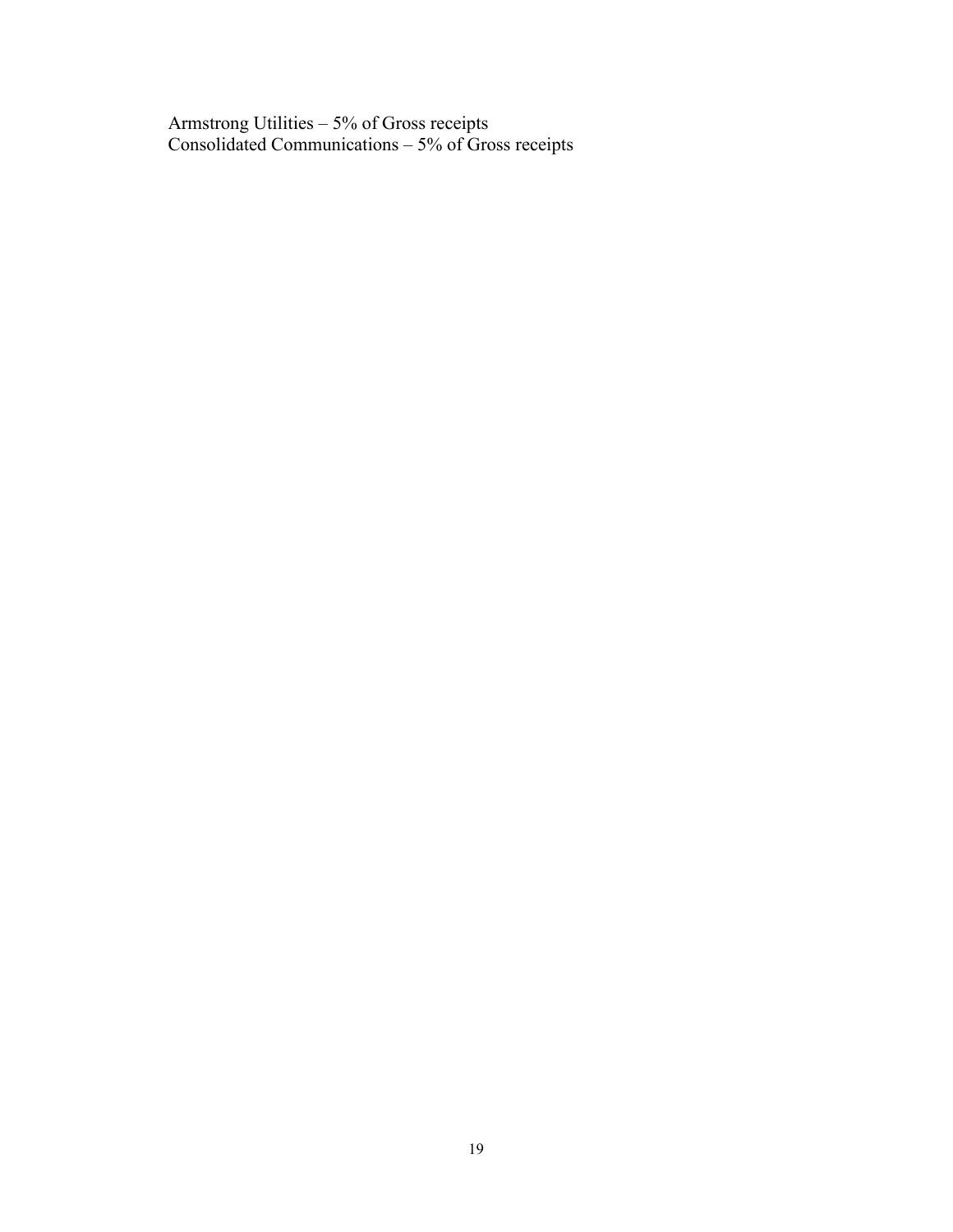Armstrong Utilities – 5% of Gross receipts
Consolidated Communications – 5% of Gross receipts